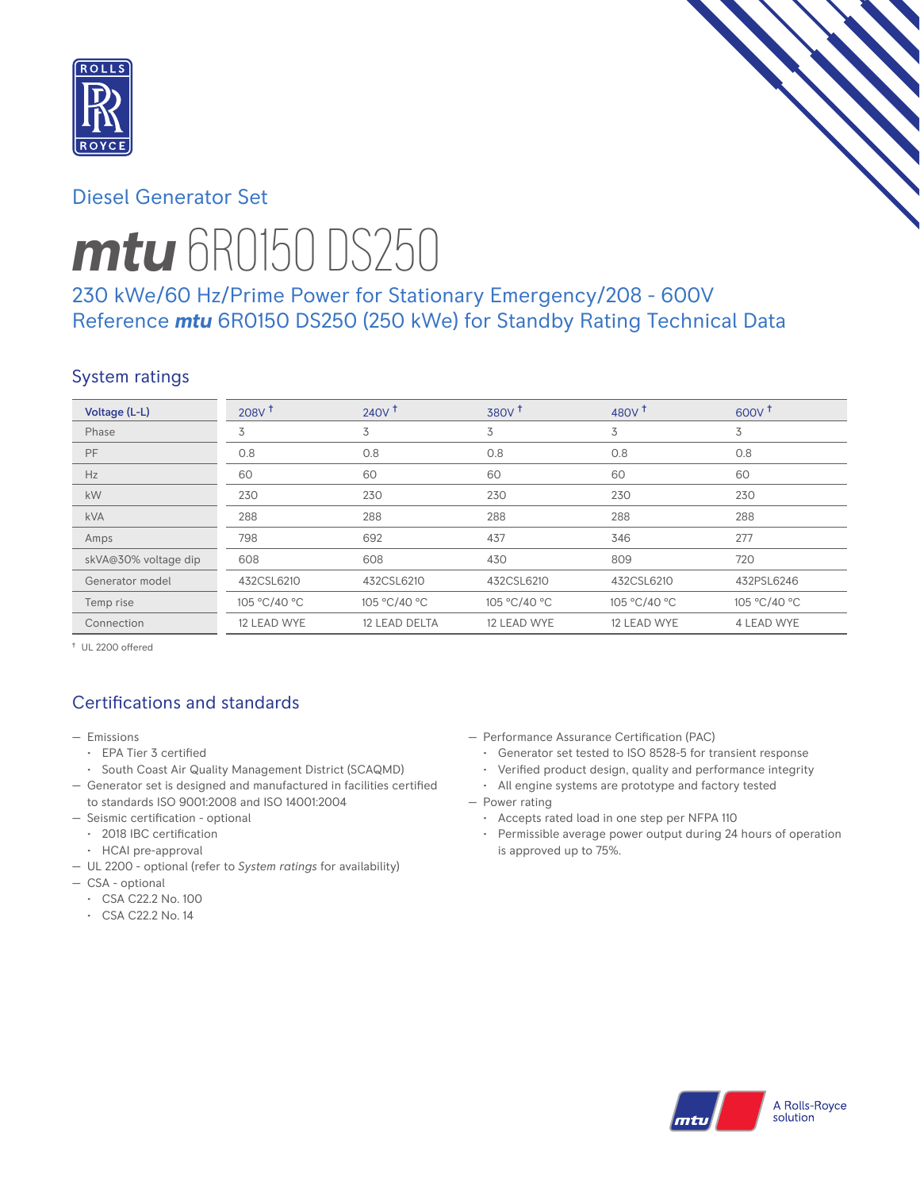Diesel Generator Set

# ***mtu*** 6R0150 DS250

## 230 kWe/60 Hz/Prime Power for Stationary Emergency/208 - 600V
## Reference ***mtu*** 6R0150 DS250 (250 kWe) for Standby Rating Technical Data

### System ratings

| Voltage (L-L) | 208V † | 240V † | 380V † | 480V † | 600V † |
|---|---|---|---|---|---|
| Phase | 3 | 3 | 3 | 3 | 3 |
| PF | 0.8 | 0.8 | 0.8 | 0.8 | 0.8 |
| Hz | 60 | 60 | 60 | 60 | 60 |
| kW | 230 | 230 | 230 | 230 | 230 |
| kVA | 288 | 288 | 288 | 288 | 288 |
| Amps | 798 | 692 | 437 | 346 | 277 |
| skVA@30% voltage dip | 608 | 608 | 430 | 809 | 720 |
| Generator model | 432CSL6210 | 432CSL6210 | 432CSL6210 | 432CSL6210 | 432PSL6246 |
| Temp rise | 105 °C/40 °C | 105 °C/40 °C | 105 °C/40 °C | 105 °C/40 °C | 105 °C/40 °C |
| Connection | 12 LEAD WYE | 12 LEAD DELTA | 12 LEAD WYE | 12 LEAD WYE | 4 LEAD WYE |

† UL 2200 offered

### Certifications and standards

- Emissions
  - EPA Tier 3 certified
  - South Coast Air Quality Management District (SCAQMD)
- Generator set is designed and manufactured in facilities certified to standards ISO 9001:2008 and ISO 14001:2004
- Seismic certification - optional
  - 2018 IBC certification
  - HCAI pre-approval
- UL 2200 - optional (refer to *System ratings* for availability)
- CSA - optional
  - CSA C22.2 No. 100
  - CSA C22.2 No. 14
- Performance Assurance Certification (PAC)
  - Generator set tested to ISO 8528-5 for transient response
  - Verified product design, quality and performance integrity
  - All engine systems are prototype and factory tested
- Power rating
  - Accepts rated load in one step per NFPA 110
  - Permissible average power output during 24 hours of operation is approved up to 75%.

A Rolls-Royce solution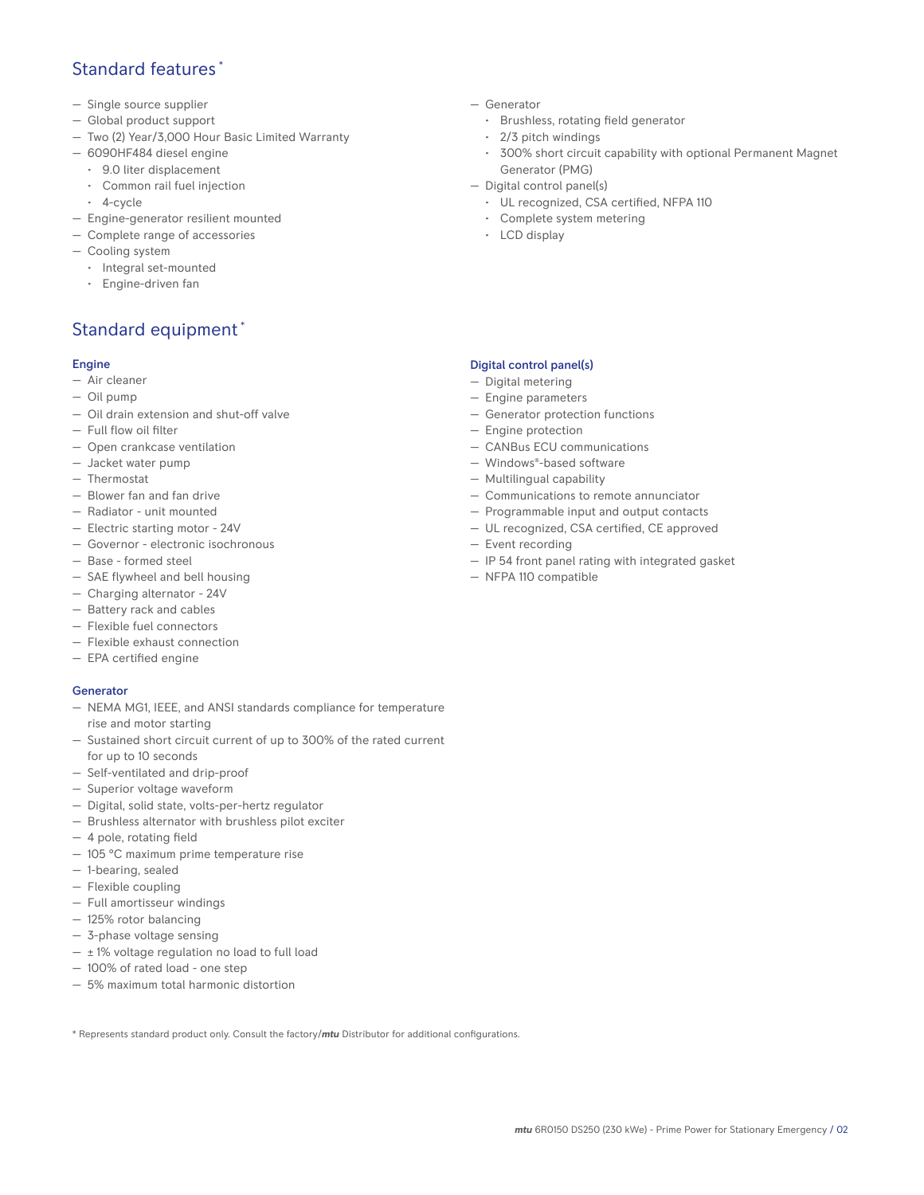## Standard features*

- Single source supplier
- Global product support
- Two (2) Year/3,000 Hour Basic Limited Warranty
- 6090HF484 diesel engine
  - 9.0 liter displacement
  - Common rail fuel injection
  - 4-cycle
- Engine-generator resilient mounted
- Complete range of accessories
- Cooling system
  - Integral set-mounted
  - Engine-driven fan
- Generator
  - Brushless, rotating field generator
  - 2/3 pitch windings
  - 300% short circuit capability with optional Permanent Magnet Generator (PMG)
- Digital control panel(s)
  - UL recognized, CSA certified, NFPA 110
  - Complete system metering
  - LCD display

## Standard equipment*

### Engine

- Air cleaner
- Oil pump
- Oil drain extension and shut-off valve
- Full flow oil filter
- Open crankcase ventilation
- Jacket water pump
- Thermostat
- Blower fan and fan drive
- Radiator - unit mounted
- Electric starting motor - 24V
- Governor - electronic isochronous
- Base - formed steel
- SAE flywheel and bell housing
- Charging alternator - 24V
- Battery rack and cables
- Flexible fuel connectors
- Flexible exhaust connection
- EPA certified engine

### Generator

- NEMA MG1, IEEE, and ANSI standards compliance for temperature rise and motor starting
- Sustained short circuit current of up to 300% of the rated current for up to 10 seconds
- Self-ventilated and drip-proof
- Superior voltage waveform
- Digital, solid state, volts-per-hertz regulator
- Brushless alternator with brushless pilot exciter
- 4 pole, rotating field
- 105 °C maximum prime temperature rise
- 1-bearing, sealed
- Flexible coupling
- Full amortisseur windings
- 125% rotor balancing
- 3-phase voltage sensing
- ± 1% voltage regulation no load to full load
- 100% of rated load - one step
- 5% maximum total harmonic distortion

### Digital control panel(s)

- Digital metering
- Engine parameters
- Generator protection functions
- Engine protection
- CANBus ECU communications
- Windows®-based software
- Multilingual capability
- Communications to remote annunciator
- Programmable input and output contacts
- UL recognized, CSA certified, CE approved
- Event recording
- IP 54 front panel rating with integrated gasket
- NFPA 110 compatible

* Represents standard product only. Consult the factory/*mtu* Distributor for additional configurations.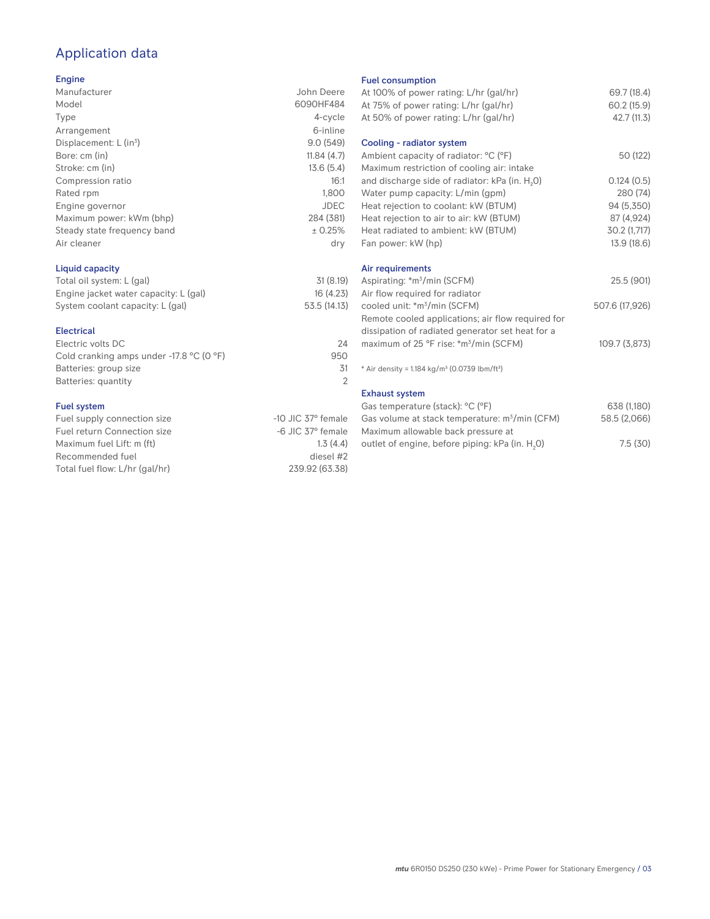# Application data

### Engine

| | |
|---|---|
| Manufacturer | John Deere |
| Model | 6090HF484 |
| Type | 4-cycle |
| Arrangement | 6-inline |
| Displacement: L (in$^3$) | 9.0 (549) |
| Bore: cm (in) | 11.84 (4.7) |
| Stroke: cm (in) | 13.6 (5.4) |
| Compression ratio | 16:1 |
| Rated rpm | 1,800 |
| Engine governor | JDEC |
| Maximum power: kWm (bhp) | 284 (381) |
| Steady state frequency band | ± 0.25% |
| Air cleaner | dry |

### Liquid capacity

| | |
|---|---|
| Total oil system: L (gal) | 31 (8.19) |
| Engine jacket water capacity: L (gal) | 16 (4.23) |
| System coolant capacity: L (gal) | 53.5 (14.13) |

### Electrical

| | |
|---|---|
| Electric volts DC | 24 |
| Cold cranking amps under -17.8 °C (0 °F) | 950 |
| Batteries: group size | 31 |
| Batteries: quantity | 2 |

### Fuel system

| | |
|---|---|
| Fuel supply connection size | -10 JIC 37° female |
| Fuel return Connection size | -6 JIC 37° female |
| Maximum fuel Lift: m (ft) | 1.3 (4.4) |
| Recommended fuel | diesel #2 |
| Total fuel flow: L/hr (gal/hr) | 239.92 (63.38) |

### Fuel consumption

| | |
|---|---|
| At 100% of power rating: L/hr (gal/hr) | 69.7 (18.4) |
| At 75% of power rating: L/hr (gal/hr) | 60.2 (15.9) |
| At 50% of power rating: L/hr (gal/hr) | 42.7 (11.3) |

### Cooling - radiator system

| | |
|---|---|
| Ambient capacity of radiator: °C (°F) | 50 (122) |
| Maximum restriction of cooling air: intake and discharge side of radiator: kPa (in. $H_2O$) | 0.124 (0.5) |
| Water pump capacity: L/min (gpm) | 280 (74) |
| Heat rejection to coolant: kW (BTUM) | 94 (5,350) |
| Heat rejection to air to air: kW (BTUM) | 87 (4,924) |
| Heat radiated to ambient: kW (BTUM) | 30.2 (1,717) |
| Fan power: kW (hp) | 13.9 (18.6) |

### Air requirements

| | |
|---|---|
| Aspirating: *m$^3$/min (SCFM) | 25.5 (901) |
| Air flow required for radiator cooled unit: *m$^3$/min (SCFM) | 507.6 (17,926) |
| Remote cooled applications; air flow required for dissipation of radiated generator set heat for a maximum of 25 °F rise: *m$^3$/min (SCFM) | 109.7 (3,873) |

* Air density = 1.184 kg/m$^3$ (0.0739 lbm/ft$^3$)

### Exhaust system

| | |
|---|---|
| Gas temperature (stack): °C (°F) | 638 (1,180) |
| Gas volume at stack temperature: m$^3$/min (CFM) | 58.5 (2,066) |
| Maximum allowable back pressure at outlet of engine, before piping: kPa (in. $H_2O$) | 7.5 (30) |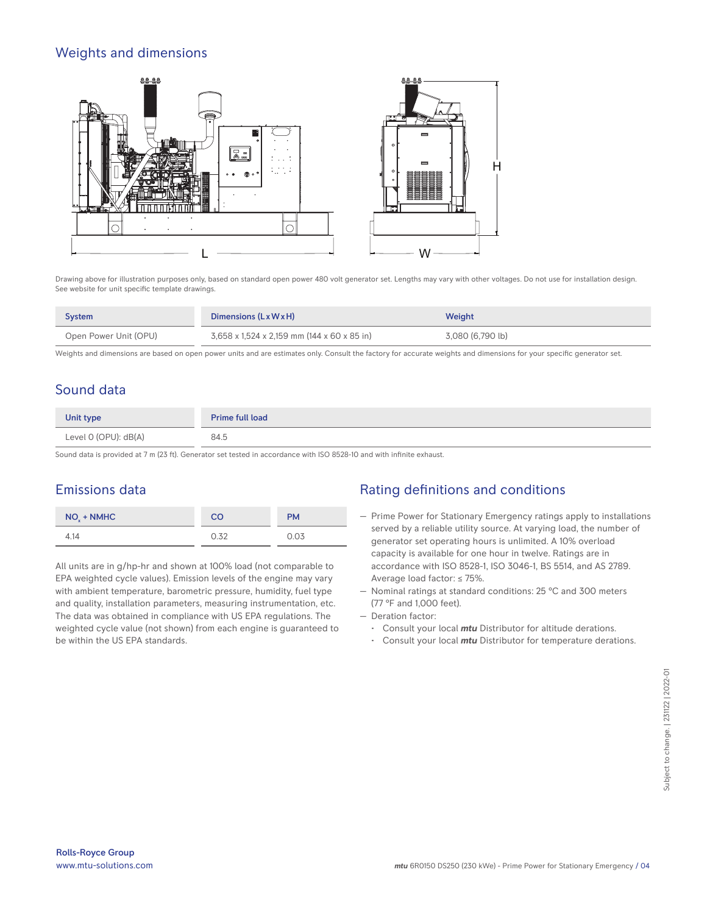## Weights and dimensions

L

W

H

Drawing above for illustration purposes only, based on standard open power 480 volt generator set. Lengths may vary with other voltages. Do not use for installation design. See website for unit specific template drawings.

| System | Dimensions (L x W x H) | Weight |
|---|---|---|
| Open Power Unit (OPU) | 3,658 x 1,524 x 2,159 mm (144 x 60 x 85 in) | 3,080 (6,790 lb) |

Weights and dimensions are based on open power units and are estimates only. Consult the factory for accurate weights and dimensions for your specific generator set.

## Sound data

| Unit type | Prime full load |
|---|---|
| Level 0 (OPU): dB(A) | 84.5 |

Sound data is provided at 7 m (23 ft). Generator set tested in accordance with ISO 8528-10 and with infinite exhaust.

## Emissions data

| $NO_x$ + NMHC | CO | PM |
|---|---|---|
| 4.14 | 0.32 | 0.03 |

All units are in g/hp-hr and shown at 100% load (not comparable to EPA weighted cycle values). Emission levels of the engine may vary with ambient temperature, barometric pressure, humidity, fuel type and quality, installation parameters, measuring instrumentation, etc. The data was obtained in compliance with US EPA regulations. The weighted cycle value (not shown) from each engine is guaranteed to be within the US EPA standards.

## Rating definitions and conditions

- Prime Power for Stationary Emergency ratings apply to installations served by a reliable utility source. At varying load, the number of generator set operating hours is unlimited. A 10% overload capacity is available for one hour in twelve. Ratings are in accordance with ISO 8528-1, ISO 3046-1, BS 5514, and AS 2789. Average load factor: ≤ 75%.
- Nominal ratings at standard conditions: 25 °C and 300 meters (77 °F and 1,000 feet).
- Deration factor:
  - Consult your local ***mtu*** Distributor for altitude derations.
  - Consult your local ***mtu*** Distributor for temperature derations.

Subject to change. | 231122 | 2022-01

Rolls-Royce Group
www.mtu-solutions.com